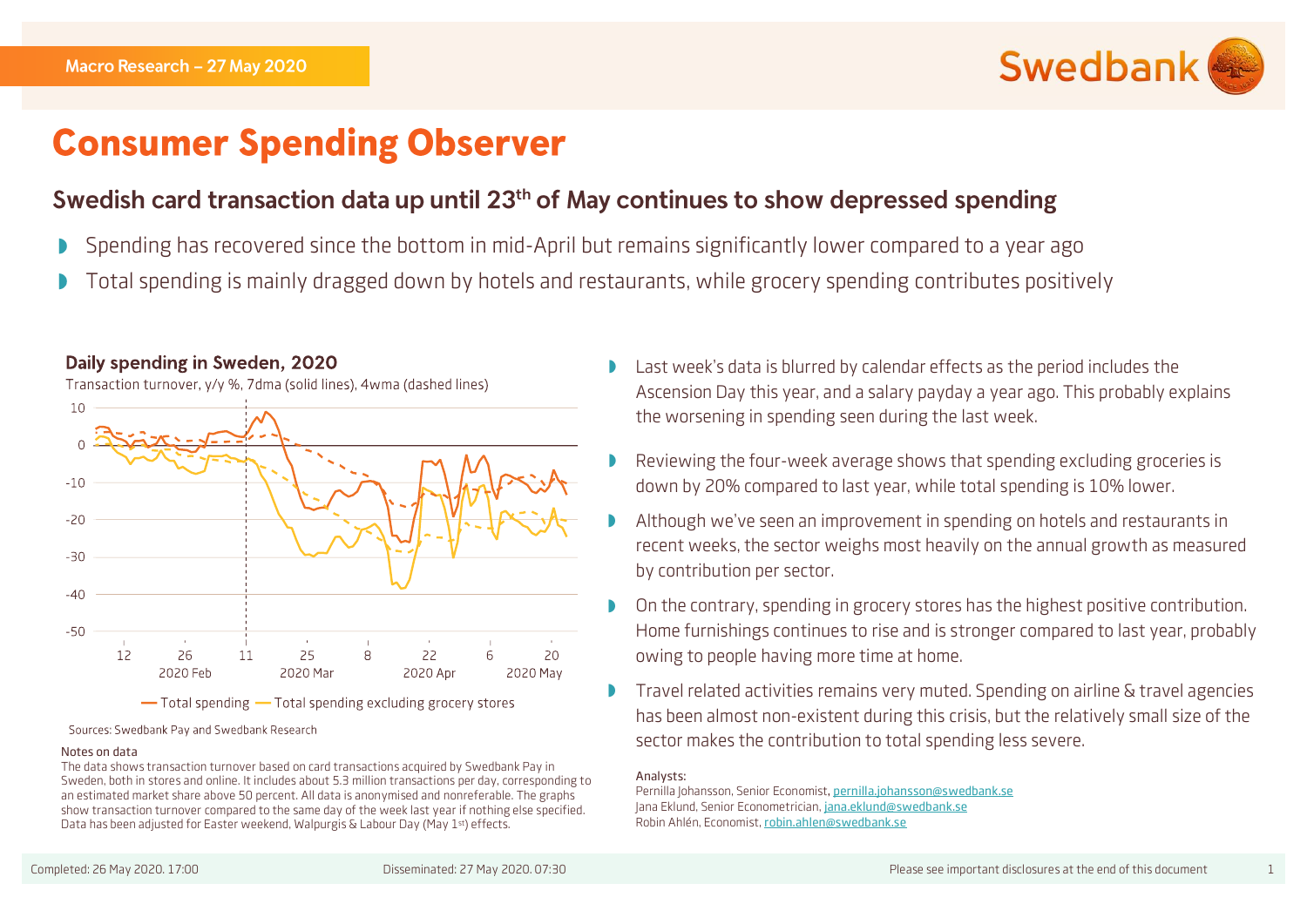Macro Research – 27 May 2020

# Consumer Spending Observer

## Swedish card transaction data up until 23[th] of May continues to show depressed spending

- Spending has recovered since the bottom in mid-April but remains significantly lower compared to a year ago
- Total spending is mainly dragged down by hotels and restaurants, while grocery spending contributes positively

**Daily spending in Sweden, 2020**

Transaction turnover, y/y %, 7dma (solid lines), 4wma (dashed lines)

10
0
-10
-20
-30
-40
-50

12
26
2020 Feb
11
25
2020 Mar
8
22
2020 Apr
6
20
2020 May

Total spending
Total spending excluding grocery stores

Sources: Swedbank Pay and Swedbank Research

Notes on data

The data shows transaction turnover based on card transactions acquired by Swedbank Pay in Sweden, both in stores and online. It includes about 5.3 million transactions per day, corresponding to an estimated market share above 50 percent. All data is anonymised and nonreferable. The graphs show transaction turnover compared to the same day of the week last year if nothing else specified. Data has been adjusted for Easter weekend, Walpurgis & Labour Day (May 1[st]) effects.

- Last week's data is blurred by calendar effects as the period includes the Ascension Day this year, and a salary payday a year ago. This probably explains the worsening in spending seen during the last week.
- Reviewing the four-week average shows that spending excluding groceries is down by 20% compared to last year, while total spending is 10% lower.
- Although we've seen an improvement in spending on hotels and restaurants in recent weeks, the sector weighs most heavily on the annual growth as measured by contribution per sector.
- On the contrary, spending in grocery stores has the highest positive contribution. Home furnishings continues to rise and is stronger compared to last year, probably owing to people having more time at home.
- Travel related activities remains very muted. Spending on airline & travel agencies has been almost non-existent during this crisis, but the relatively small size of the sector makes the contribution to total spending less severe.

Analysts:

Pernilla Johansson, Senior Economist, pernilla.johansson@swedbank.se
Jana Eklund, Senior Econometrician, jana.eklund@swedbank.se
Robin Ahlén, Economist, robin.ahlen@swedbank.se

Completed: 26 May 2020. 17:00 Disseminated: 27 May 2020. 07:30 Please see important disclosures at the end of this document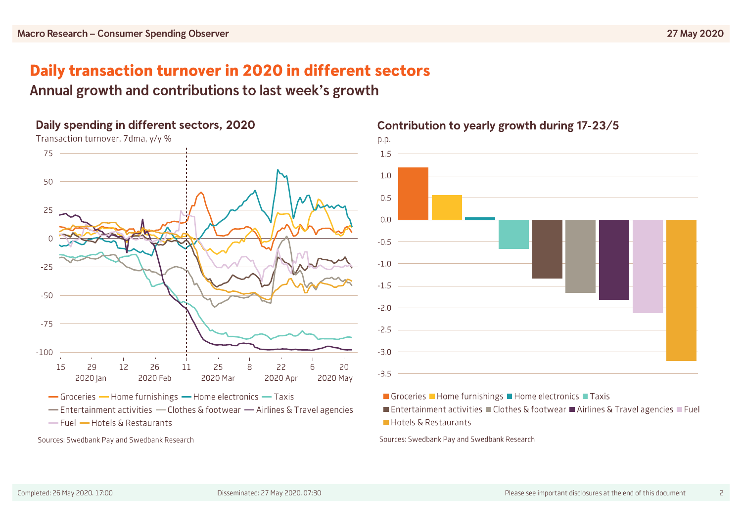# Daily transaction turnover in 2020 in different sectors

## Annual growth and contributions to last week's growth

### Daily spending in different sectors, 2020

Transaction turnover, 7dma, y/y %

75
50
25
0
-25
-50
-75
-100

15 29 12 26 11 25 8 22 6 20
2020 Jan 2020 Feb 2020 Mar 2020 Apr 2020 May

Groceries, Home furnishings, Home electronics, Taxis, Entertainment activities, Clothes & footwear, Airlines & Travel agencies, Fuel, Hotels & Restaurants

Sources: Swedbank Pay and Swedbank Research

### Contribution to yearly growth during 17-23/5

p.p.

1.5
1.0
0.5
0.0
-0.5
-1.0
-1.5
-2.0
-2.5
-3.0
-3.5

Groceries, Home furnishings, Home electronics, Taxis, Entertainment activities, Clothes & footwear, Airlines & Travel agencies, Fuel, Hotels & Restaurants

Sources: Swedbank Pay and Swedbank Research

Completed: 26 May 2020. 17:00 Disseminated: 27 May 2020. 07:30 Please see important disclosures at the end of this document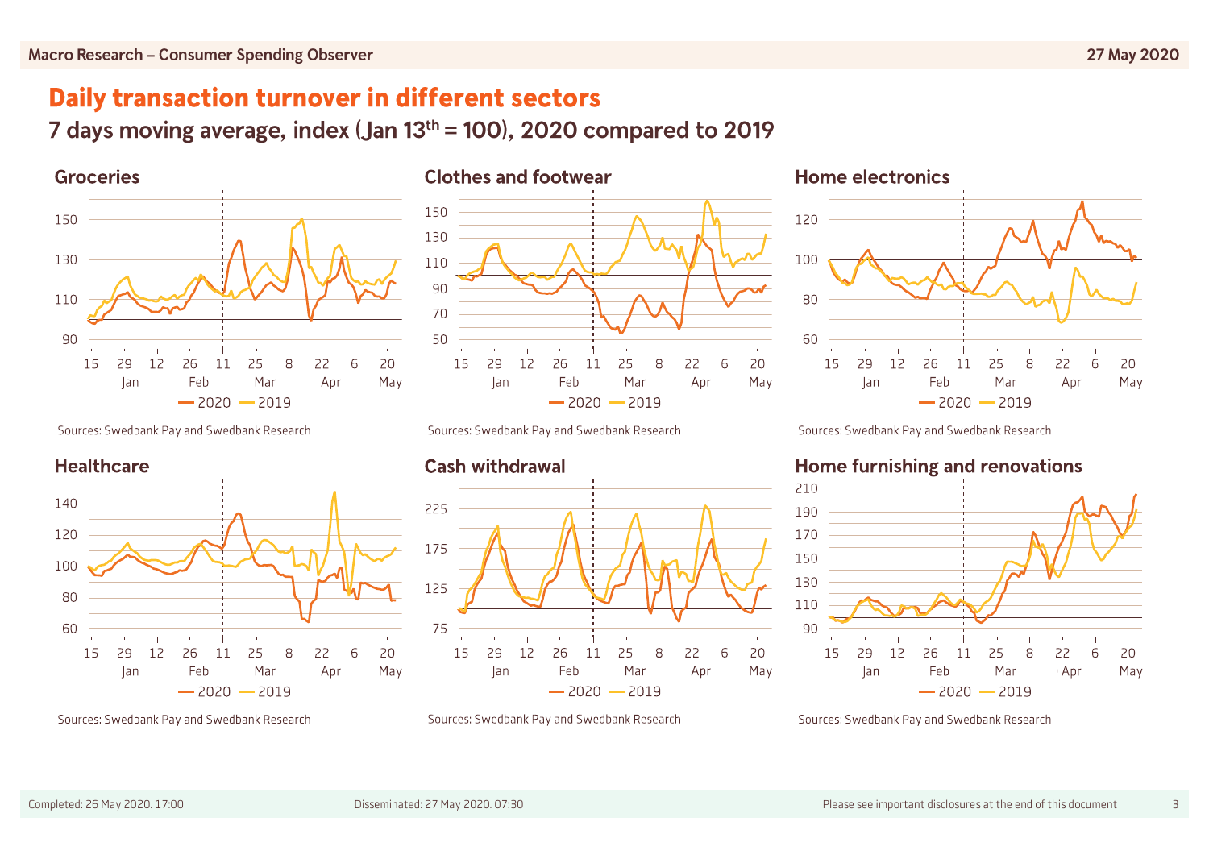# Daily transaction turnover in different sectors

## 7 days moving average, index (Jan 13th = 100), 2020 compared to 2019

### Groceries

150
130
110
90
15 29 12 26 11 25 8 22 6 20
Jan Feb Mar Apr May
2020 2019

Sources: Swedbank Pay and Swedbank Research

### Clothes and footwear

150
130
110
90
70
50
15 29 12 26 11 25 8 22 6 20
Jan Feb Mar Apr May
2020 2019

Sources: Swedbank Pay and Swedbank Research

### Home electronics

120
100
80
60
15 29 12 26 11 25 8 22 6 20
Jan Feb Mar Apr May
2020 2019

Sources: Swedbank Pay and Swedbank Research

### Healthcare

140
120
100
80
60
15 29 12 26 11 25 8 22 6 20
Jan Feb Mar Apr May
2020 2019

Sources: Swedbank Pay and Swedbank Research

### Cash withdrawal

225
175
125
75
15 29 12 26 11 25 8 22 6 20
Jan Feb Mar Apr May
2020 2019

Sources: Swedbank Pay and Swedbank Research

### Home furnishing and renovations

210
190
170
150
130
110
90
15 29 12 26 11 25 8 22 6 20
Jan Feb Mar Apr May
2020 2019

Sources: Swedbank Pay and Swedbank Research

Completed: 26 May 2020. 17:00 Disseminated: 27 May 2020. 07:30 Please see important disclosures at the end of this document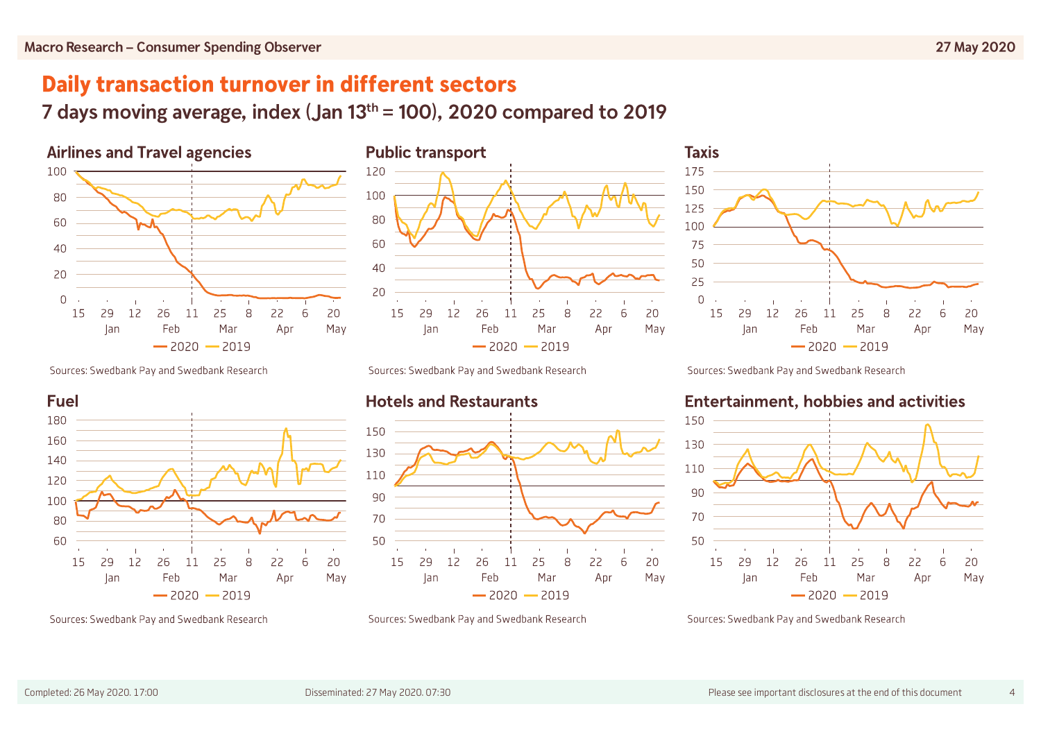# Daily transaction turnover in different sectors

## 7 days moving average, index (Jan 13th = 100), 2020 compared to 2019

### Airlines and Travel agencies

100
80
60
40
20
0

15 29 12 26 11 25 8 22 6 20
Jan Feb Mar Apr May

2020 2019

Sources: Swedbank Pay and Swedbank Research

### Public transport

120
100
80
60
40
20

15 29 12 26 11 25 8 22 6 20
Jan Feb Mar Apr May

2020 2019

Sources: Swedbank Pay and Swedbank Research

### Taxis

175
150
125
100
75
50
25
0

15 29 12 26 11 25 8 22 6 20
Jan Feb Mar Apr May

2020 2019

Sources: Swedbank Pay and Swedbank Research

### Fuel

180
160
140
120
100
80
60

15 29 12 26 11 25 8 22 6 20
Jan Feb Mar Apr May

2020 2019

Sources: Swedbank Pay and Swedbank Research

### Hotels and Restaurants

150
130
110
90
70
50

15 29 12 26 11 25 8 22 6 20
Jan Feb Mar Apr May

2020 2019

Sources: Swedbank Pay and Swedbank Research

### Entertainment, hobbies and activities

150
130
110
90
70
50

15 29 12 26 11 25 8 22 6 20
Jan Feb Mar Apr May

2020 2019

Sources: Swedbank Pay and Swedbank Research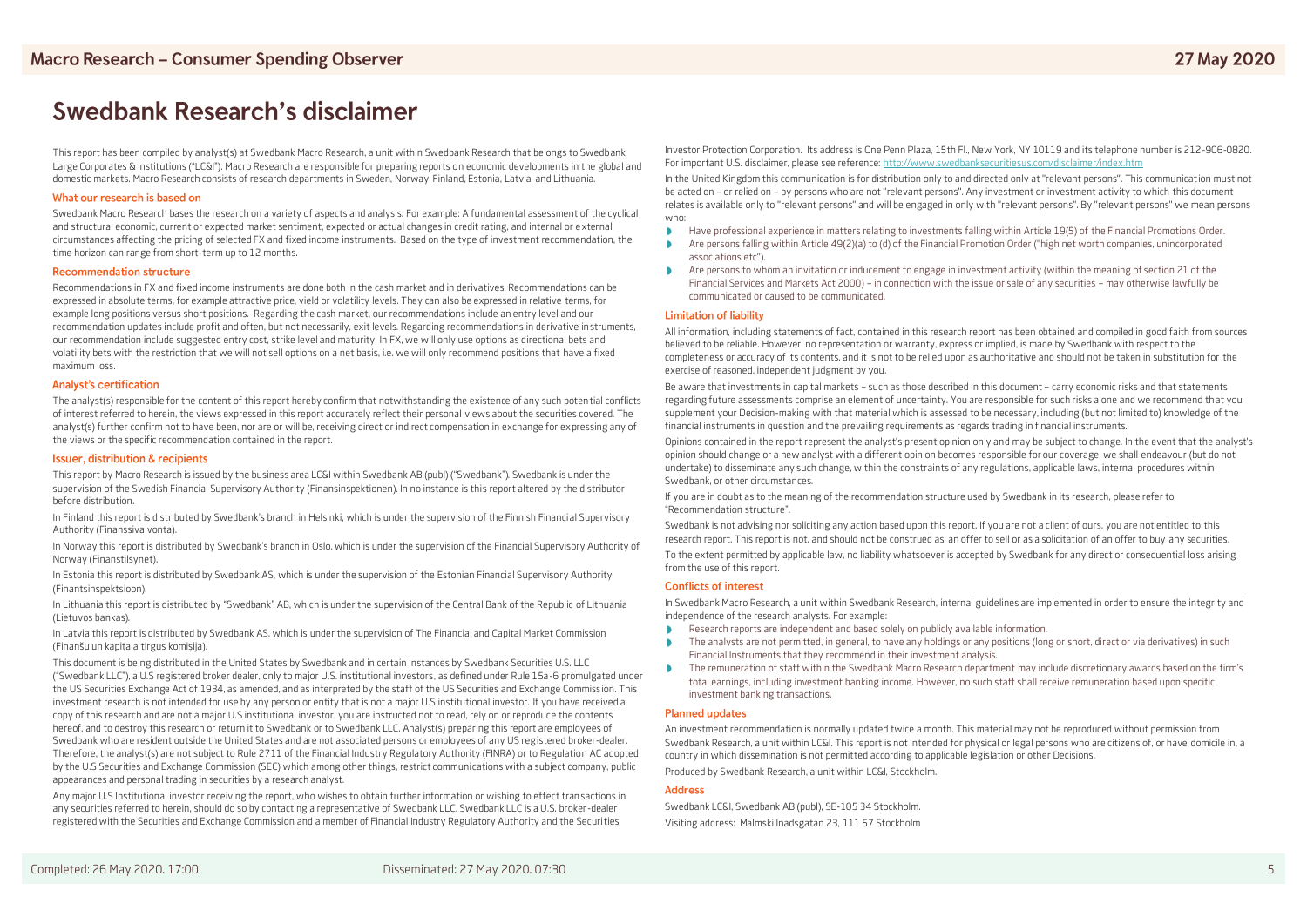# Swedbank Research's disclaimer

This report has been compiled by analyst(s) at Swedbank Macro Research, a unit within Swedbank Research that belongs to Swedbank Large Corporates & Institutions ("LC&I"). Macro Research are responsible for preparing reports on economic developments in the global and domestic markets. Macro Research consists of research departments in Sweden, Norway, Finland, Estonia, Latvia, and Lithuania.

## What our research is based on

Swedbank Macro Research bases the research on a variety of aspects and analysis. For example: A fundamental assessment of the cyclical and structural economic, current or expected market sentiment, expected or actual changes in credit rating, and internal or external circumstances affecting the pricing of selected FX and fixed income instruments. Based on the type of investment recommendation, the time horizon can range from short-term up to 12 months.

## Recommendation structure

Recommendations in FX and fixed income instruments are done both in the cash market and in derivatives. Recommendations can be expressed in absolute terms, for example attractive price, yield or volatility levels. They can also be expressed in relative terms, for example long positions versus short positions. Regarding the cash market, our recommendations include an entry level and our recommendation updates include profit and often, but not necessarily, exit levels. Regarding recommendations in derivative instruments, our recommendation include suggested entry cost, strike level and maturity. In FX, we will only use options as directional bets and volatility bets with the restriction that we will not sell options on a net basis, i.e. we will only recommend positions that have a fixed maximum loss.

## Analyst's certification

The analyst(s) responsible for the content of this report hereby confirm that notwithstanding the existence of any such potential conflicts of interest referred to herein, the views expressed in this report accurately reflect their personal views about the securities covered. The analyst(s) further confirm not to have been, nor are or will be, receiving direct or indirect compensation in exchange for expressing any of the views or the specific recommendation contained in the report.

## Issuer, distribution & recipients

This report by Macro Research is issued by the business area LC&I within Swedbank AB (publ) ("Swedbank"). Swedbank is under the supervision of the Swedish Financial Supervisory Authority (Finansinspektionen). In no instance is this report altered by the distributor before distribution.

In Finland this report is distributed by Swedbank's branch in Helsinki, which is under the supervision of the Finnish Financial Supervisory Authority (Finanssivalvonta).

In Norway this report is distributed by Swedbank's branch in Oslo, which is under the supervision of the Financial Supervisory Authority of Norway (Finanstilsynet).

In Estonia this report is distributed by Swedbank AS, which is under the supervision of the Estonian Financial Supervisory Authority (Finantsinspektsioon).

In Lithuania this report is distributed by "Swedbank" AB, which is under the supervision of the Central Bank of the Republic of Lithuania (Lietuvos bankas).

In Latvia this report is distributed by Swedbank AS, which is under the supervision of The Financial and Capital Market Commission (Finanšu un kapitala tirgus komisija).

This document is being distributed in the United States by Swedbank and in certain instances by Swedbank Securities U.S. LLC ("Swedbank LLC"), a U.S registered broker dealer, only to major U.S. institutional investors, as defined under Rule 15a-6 promulgated under the US Securities Exchange Act of 1934, as amended, and as interpreted by the staff of the US Securities and Exchange Commission. This investment research is not intended for use by any person or entity that is not a major U.S institutional investor. If you have received a copy of this research and are not a major U.S institutional investor, you are instructed not to read, rely on or reproduce the contents hereof, and to destroy this research or return it to Swedbank or to Swedbank LLC. Analyst(s) preparing this report are employees of Swedbank who are resident outside the United States and are not associated persons or employees of any US registered broker-dealer. Therefore, the analyst(s) are not subject to Rule 2711 of the Financial Industry Regulatory Authority (FINRA) or to Regulation AC adopted by the U.S Securities and Exchange Commission (SEC) which among other things, restrict communications with a subject company, public appearances and personal trading in securities by a research analyst.

Any major U.S Institutional investor receiving the report, who wishes to obtain further information or wishing to effect transactions in any securities referred to herein, should do so by contacting a representative of Swedbank LLC. Swedbank LLC is a U.S. broker-dealer registered with the Securities and Exchange Commission and a member of Financial Industry Regulatory Authority and the Securities Investor Protection Corporation. Its address is One Penn Plaza, 15th Fl., New York, NY 10119 and its telephone number is 212-906-0820. For important U.S. disclaimer, please see reference: http://www.swedbanksecuritiesus.com/disclaimer/index.htm

In the United Kingdom this communication is for distribution only to and directed only at "relevant persons". This communication must not be acted on – or relied on – by persons who are not "relevant persons". Any investment or investment activity to which this document relates is available only to "relevant persons" and will be engaged in only with "relevant persons". By "relevant persons" we mean persons who:

- Have professional experience in matters relating to investments falling within Article 19(5) of the Financial Promotions Order.
- Are persons falling within Article 49(2)(a) to (d) of the Financial Promotion Order ("high net worth companies, unincorporated associations etc").
- Are persons to whom an invitation or inducement to engage in investment activity (within the meaning of section 21 of the Financial Services and Markets Act 2000) – in connection with the issue or sale of any securities – may otherwise lawfully be communicated or caused to be communicated.

## Limitation of liability

All information, including statements of fact, contained in this research report has been obtained and compiled in good faith from sources believed to be reliable. However, no representation or warranty, express or implied, is made by Swedbank with respect to the completeness or accuracy of its contents, and it is not to be relied upon as authoritative and should not be taken in substitution for the exercise of reasoned, independent judgment by you.

Be aware that investments in capital markets – such as those described in this document – carry economic risks and that statements regarding future assessments comprise an element of uncertainty. You are responsible for such risks alone and we recommend that you supplement your Decision-making with that material which is assessed to be necessary, including (but not limited to) knowledge of the financial instruments in question and the prevailing requirements as regards trading in financial instruments.

Opinions contained in the report represent the analyst's present opinion only and may be subject to change. In the event that the analyst's opinion should change or a new analyst with a different opinion becomes responsible for our coverage, we shall endeavour (but do not undertake) to disseminate any such change, within the constraints of any regulations, applicable laws, internal procedures within Swedbank, or other circumstances.

If you are in doubt as to the meaning of the recommendation structure used by Swedbank in its research, please refer to "Recommendation structure".

Swedbank is not advising nor soliciting any action based upon this report. If you are not a client of ours, you are not entitled to this research report. This report is not, and should not be construed as, an offer to sell or as a solicitation of an offer to buy any securities.

To the extent permitted by applicable law, no liability whatsoever is accepted by Swedbank for any direct or consequential loss arising from the use of this report.

## Conflicts of interest

In Swedbank Macro Research, a unit within Swedbank Research, internal guidelines are implemented in order to ensure the integrity and independence of the research analysts. For example:

- Research reports are independent and based solely on publicly available information.
- The analysts are not permitted, in general, to have any holdings or any positions (long or short, direct or via derivatives) in such Financial Instruments that they recommend in their investment analysis.
- The remuneration of staff within the Swedbank Macro Research department may include discretionary awards based on the firm's total earnings, including investment banking income. However, no such staff shall receive remuneration based upon specific investment banking transactions.

## Planned updates

An investment recommendation is normally updated twice a month. This material may not be reproduced without permission from Swedbank Research, a unit within LC&I. This report is not intended for physical or legal persons who are citizens of, or have domicile in, a country in which dissemination is not permitted according to applicable legislation or other Decisions.

Produced by Swedbank Research, a unit within LC&I, Stockholm.

## Address

Swedbank LC&I, Swedbank AB (publ), SE-105 34 Stockholm.

Visiting address: Malmskillnadsgatan 23, 111 57 Stockholm

Completed: 26 May 2020. 17:00

Disseminated: 27 May 2020. 07:30